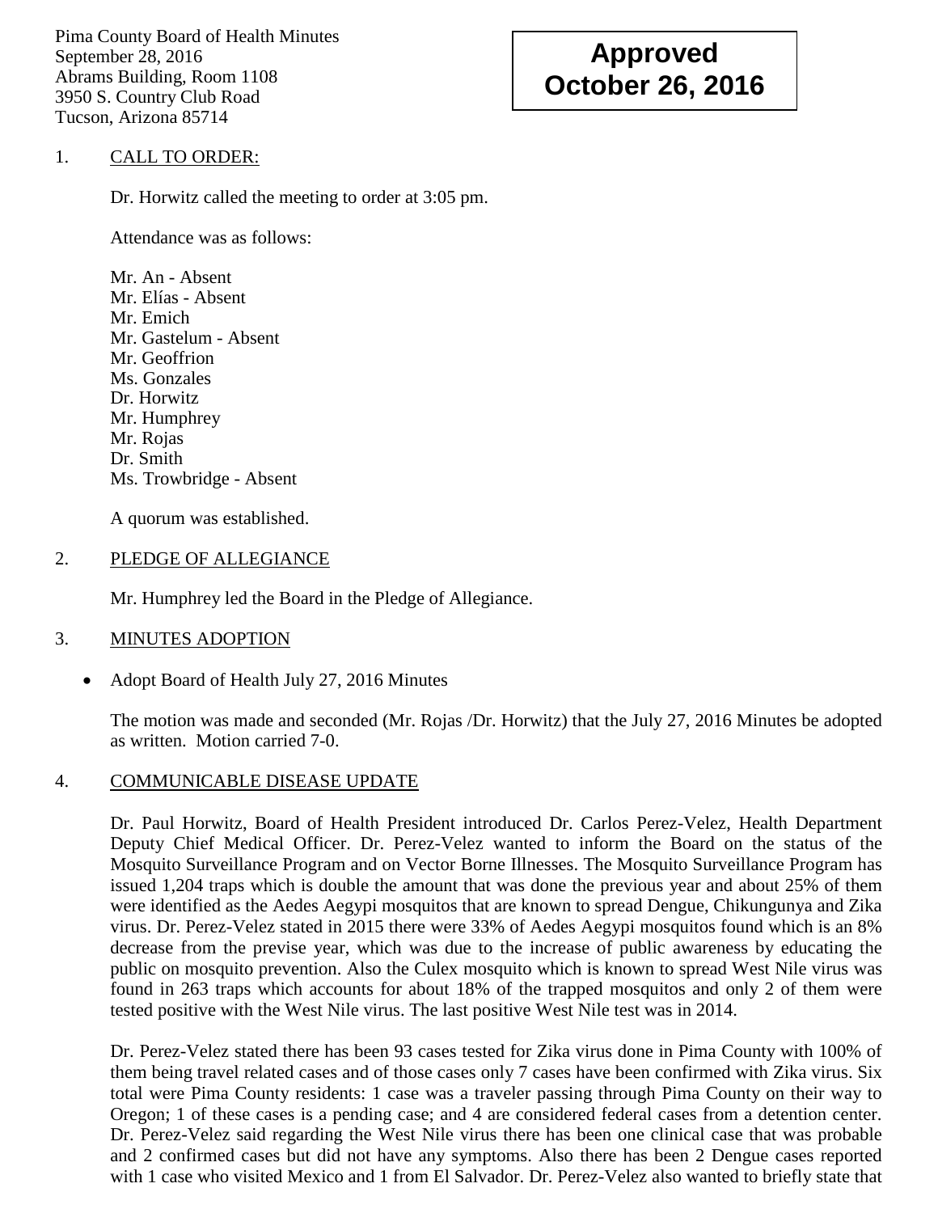Pima County Board of Health Minutes
September 28, 2016
Abrams Building, Room 1108
3950 S. Country Club Road
Tucson, Arizona 85714

**Approved
October 26, 2016**

1. CALL TO ORDER:

   Dr. Horwitz called the meeting to order at 3:05 pm.

   Attendance was as follows:

   Mr. An - Absent
   Mr. Elías - Absent
   Mr. Emich
   Mr. Gastelum - Absent
   Mr. Geoffrion
   Ms. Gonzales
   Dr. Horwitz
   Mr. Humphrey
   Mr. Rojas
   Dr. Smith
   Ms. Trowbridge - Absent

   A quorum was established.

2. PLEDGE OF ALLEGIANCE

   Mr. Humphrey led the Board in the Pledge of Allegiance.

3. MINUTES ADOPTION

   - Adopt Board of Health July 27, 2016 Minutes

   The motion was made and seconded (Mr. Rojas /Dr. Horwitz) that the July 27, 2016 Minutes be adopted as written. Motion carried 7-0.

4. COMMUNICABLE DISEASE UPDATE

   Dr. Paul Horwitz, Board of Health President introduced Dr. Carlos Perez-Velez, Health Department Deputy Chief Medical Officer. Dr. Perez-Velez wanted to inform the Board on the status of the Mosquito Surveillance Program and on Vector Borne Illnesses. The Mosquito Surveillance Program has issued 1,204 traps which is double the amount that was done the previous year and about 25% of them were identified as the Aedes Aegypi mosquitos that are known to spread Dengue, Chikungunya and Zika virus. Dr. Perez-Velez stated in 2015 there were 33% of Aedes Aegypi mosquitos found which is an 8% decrease from the previse year, which was due to the increase of public awareness by educating the public on mosquito prevention. Also the Culex mosquito which is known to spread West Nile virus was found in 263 traps which accounts for about 18% of the trapped mosquitos and only 2 of them were tested positive with the West Nile virus. The last positive West Nile test was in 2014.

   Dr. Perez-Velez stated there has been 93 cases tested for Zika virus done in Pima County with 100% of them being travel related cases and of those cases only 7 cases have been confirmed with Zika virus. Six total were Pima County residents: 1 case was a traveler passing through Pima County on their way to Oregon; 1 of these cases is a pending case; and 4 are considered federal cases from a detention center. Dr. Perez-Velez said regarding the West Nile virus there has been one clinical case that was probable and 2 confirmed cases but did not have any symptoms. Also there has been 2 Dengue cases reported with 1 case who visited Mexico and 1 from El Salvador. Dr. Perez-Velez also wanted to briefly state that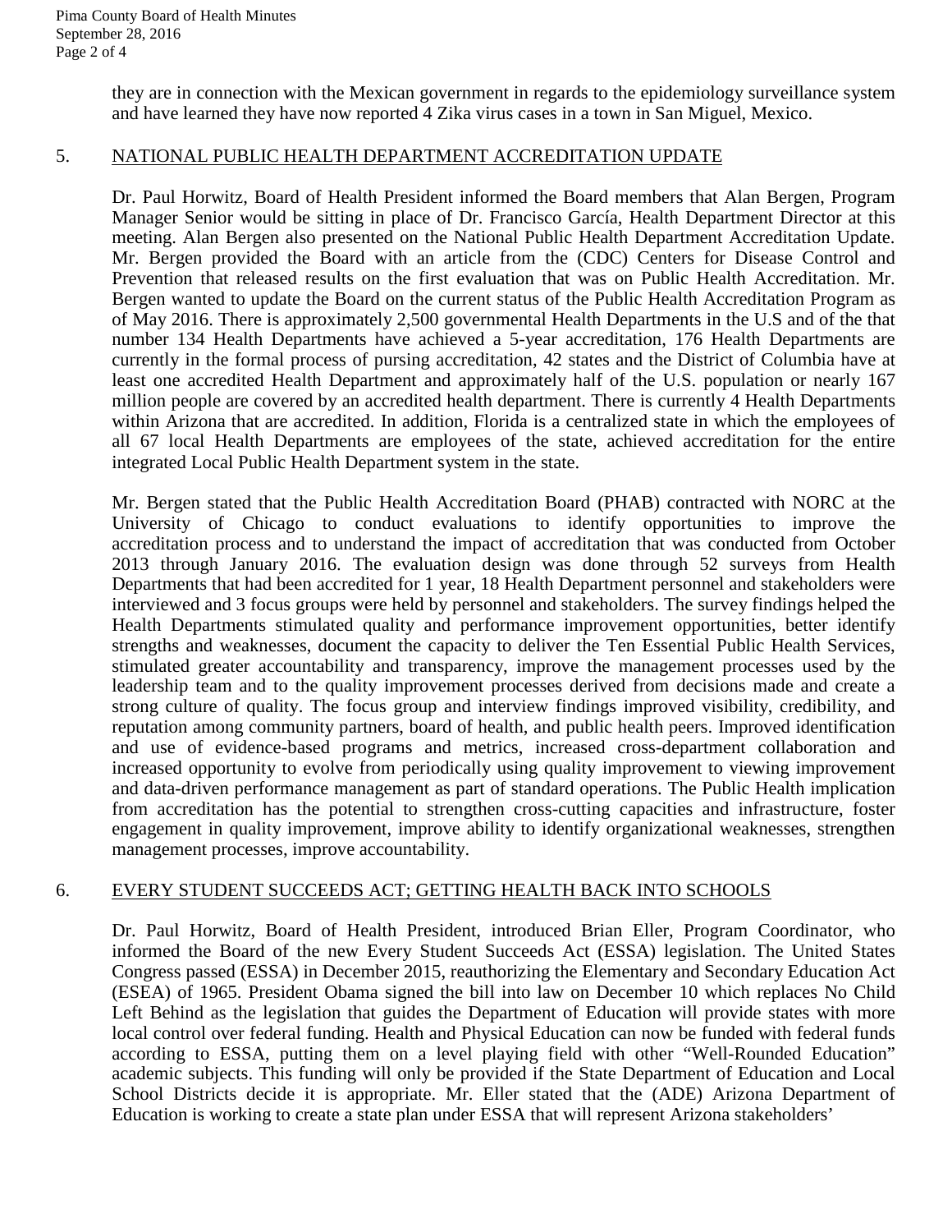they are in connection with the Mexican government in regards to the epidemiology surveillance system and have learned they have now reported 4 Zika virus cases in a town in San Miguel, Mexico.

## 5. NATIONAL PUBLIC HEALTH DEPARTMENT ACCREDITATION UPDATE

Dr. Paul Horwitz, Board of Health President informed the Board members that Alan Bergen, Program Manager Senior would be sitting in place of Dr. Francisco García, Health Department Director at this meeting. Alan Bergen also presented on the National Public Health Department Accreditation Update. Mr. Bergen provided the Board with an article from the (CDC) Centers for Disease Control and Prevention that released results on the first evaluation that was on Public Health Accreditation. Mr. Bergen wanted to update the Board on the current status of the Public Health Accreditation Program as of May 2016. There is approximately 2,500 governmental Health Departments in the U.S and of the that number 134 Health Departments have achieved a 5-year accreditation, 176 Health Departments are currently in the formal process of pursing accreditation, 42 states and the District of Columbia have at least one accredited Health Department and approximately half of the U.S. population or nearly 167 million people are covered by an accredited health department. There is currently 4 Health Departments within Arizona that are accredited. In addition, Florida is a centralized state in which the employees of all 67 local Health Departments are employees of the state, achieved accreditation for the entire integrated Local Public Health Department system in the state.

Mr. Bergen stated that the Public Health Accreditation Board (PHAB) contracted with NORC at the University of Chicago to conduct evaluations to identify opportunities to improve the accreditation process and to understand the impact of accreditation that was conducted from October 2013 through January 2016. The evaluation design was done through 52 surveys from Health Departments that had been accredited for 1 year, 18 Health Department personnel and stakeholders were interviewed and 3 focus groups were held by personnel and stakeholders. The survey findings helped the Health Departments stimulated quality and performance improvement opportunities, better identify strengths and weaknesses, document the capacity to deliver the Ten Essential Public Health Services, stimulated greater accountability and transparency, improve the management processes used by the leadership team and to the quality improvement processes derived from decisions made and create a strong culture of quality. The focus group and interview findings improved visibility, credibility, and reputation among community partners, board of health, and public health peers. Improved identification and use of evidence-based programs and metrics, increased cross-department collaboration and increased opportunity to evolve from periodically using quality improvement to viewing improvement and data-driven performance management as part of standard operations. The Public Health implication from accreditation has the potential to strengthen cross-cutting capacities and infrastructure, foster engagement in quality improvement, improve ability to identify organizational weaknesses, strengthen management processes, improve accountability.

## 6. EVERY STUDENT SUCCEEDS ACT; GETTING HEALTH BACK INTO SCHOOLS

Dr. Paul Horwitz, Board of Health President, introduced Brian Eller, Program Coordinator, who informed the Board of the new Every Student Succeeds Act (ESSA) legislation. The United States Congress passed (ESSA) in December 2015, reauthorizing the Elementary and Secondary Education Act (ESEA) of 1965. President Obama signed the bill into law on December 10 which replaces No Child Left Behind as the legislation that guides the Department of Education will provide states with more local control over federal funding. Health and Physical Education can now be funded with federal funds according to ESSA, putting them on a level playing field with other "Well-Rounded Education" academic subjects. This funding will only be provided if the State Department of Education and Local School Districts decide it is appropriate. Mr. Eller stated that the (ADE) Arizona Department of Education is working to create a state plan under ESSA that will represent Arizona stakeholders'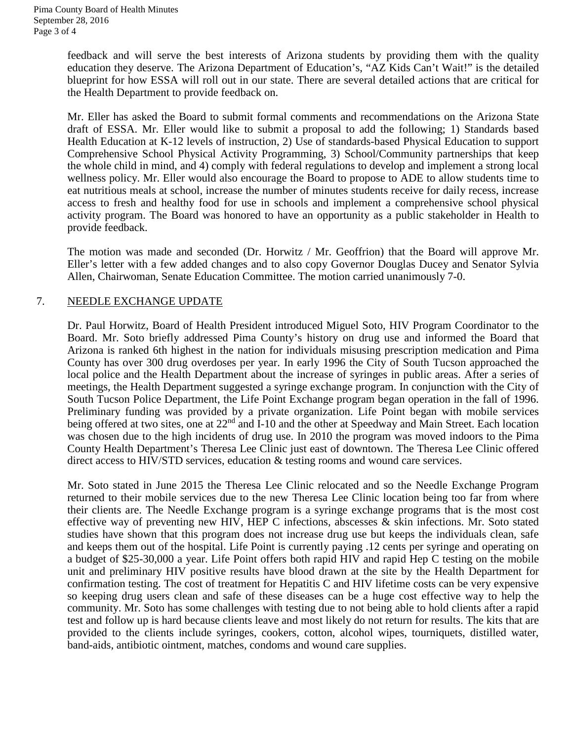feedback and will serve the best interests of Arizona students by providing them with the quality education they deserve. The Arizona Department of Education's, "AZ Kids Can't Wait!" is the detailed blueprint for how ESSA will roll out in our state. There are several detailed actions that are critical for the Health Department to provide feedback on.

Mr. Eller has asked the Board to submit formal comments and recommendations on the Arizona State draft of ESSA. Mr. Eller would like to submit a proposal to add the following; 1) Standards based Health Education at K-12 levels of instruction, 2) Use of standards-based Physical Education to support Comprehensive School Physical Activity Programming, 3) School/Community partnerships that keep the whole child in mind, and 4) comply with federal regulations to develop and implement a strong local wellness policy. Mr. Eller would also encourage the Board to propose to ADE to allow students time to eat nutritious meals at school, increase the number of minutes students receive for daily recess, increase access to fresh and healthy food for use in schools and implement a comprehensive school physical activity program. The Board was honored to have an opportunity as a public stakeholder in Health to provide feedback.

The motion was made and seconded (Dr. Horwitz / Mr. Geoffrion) that the Board will approve Mr. Eller's letter with a few added changes and to also copy Governor Douglas Ducey and Senator Sylvia Allen, Chairwoman, Senate Education Committee. The motion carried unanimously 7-0.

7. NEEDLE EXCHANGE UPDATE

Dr. Paul Horwitz, Board of Health President introduced Miguel Soto, HIV Program Coordinator to the Board. Mr. Soto briefly addressed Pima County's history on drug use and informed the Board that Arizona is ranked 6th highest in the nation for individuals misusing prescription medication and Pima County has over 300 drug overdoses per year. In early 1996 the City of South Tucson approached the local police and the Health Department about the increase of syringes in public areas. After a series of meetings, the Health Department suggested a syringe exchange program. In conjunction with the City of South Tucson Police Department, the Life Point Exchange program began operation in the fall of 1996. Preliminary funding was provided by a private organization. Life Point began with mobile services being offered at two sites, one at 22nd and I-10 and the other at Speedway and Main Street. Each location was chosen due to the high incidents of drug use. In 2010 the program was moved indoors to the Pima County Health Department's Theresa Lee Clinic just east of downtown. The Theresa Lee Clinic offered direct access to HIV/STD services, education & testing rooms and wound care services.

Mr. Soto stated in June 2015 the Theresa Lee Clinic relocated and so the Needle Exchange Program returned to their mobile services due to the new Theresa Lee Clinic location being too far from where their clients are. The Needle Exchange program is a syringe exchange programs that is the most cost effective way of preventing new HIV, HEP C infections, abscesses & skin infections. Mr. Soto stated studies have shown that this program does not increase drug use but keeps the individuals clean, safe and keeps them out of the hospital. Life Point is currently paying .12 cents per syringe and operating on a budget of $25-30,000 a year. Life Point offers both rapid HIV and rapid Hep C testing on the mobile unit and preliminary HIV positive results have blood drawn at the site by the Health Department for confirmation testing. The cost of treatment for Hepatitis C and HIV lifetime costs can be very expensive so keeping drug users clean and safe of these diseases can be a huge cost effective way to help the community. Mr. Soto has some challenges with testing due to not being able to hold clients after a rapid test and follow up is hard because clients leave and most likely do not return for results. The kits that are provided to the clients include syringes, cookers, cotton, alcohol wipes, tourniquets, distilled water, band-aids, antibiotic ointment, matches, condoms and wound care supplies.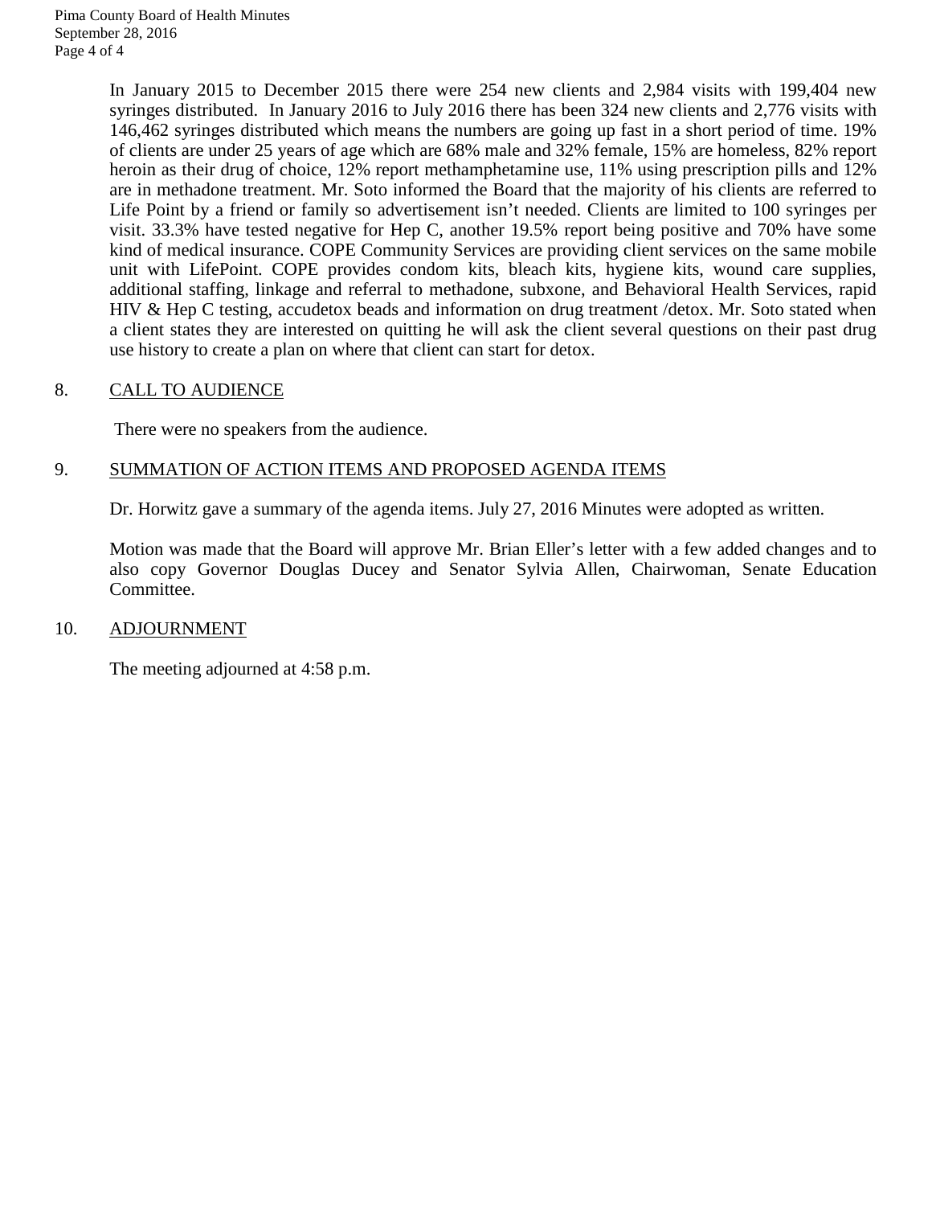In January 2015 to December 2015 there were 254 new clients and 2,984 visits with 199,404 new syringes distributed. In January 2016 to July 2016 there has been 324 new clients and 2,776 visits with 146,462 syringes distributed which means the numbers are going up fast in a short period of time. 19% of clients are under 25 years of age which are 68% male and 32% female, 15% are homeless, 82% report heroin as their drug of choice, 12% report methamphetamine use, 11% using prescription pills and 12% are in methadone treatment. Mr. Soto informed the Board that the majority of his clients are referred to Life Point by a friend or family so advertisement isn't needed. Clients are limited to 100 syringes per visit. 33.3% have tested negative for Hep C, another 19.5% report being positive and 70% have some kind of medical insurance. COPE Community Services are providing client services on the same mobile unit with LifePoint. COPE provides condom kits, bleach kits, hygiene kits, wound care supplies, additional staffing, linkage and referral to methadone, subxone, and Behavioral Health Services, rapid HIV & Hep C testing, accudetox beads and information on drug treatment /detox. Mr. Soto stated when a client states they are interested on quitting he will ask the client several questions on their past drug use history to create a plan on where that client can start for detox.

## 8. CALL TO AUDIENCE

There were no speakers from the audience.

## 9. SUMMATION OF ACTION ITEMS AND PROPOSED AGENDA ITEMS

Dr. Horwitz gave a summary of the agenda items. July 27, 2016 Minutes were adopted as written.

Motion was made that the Board will approve Mr. Brian Eller's letter with a few added changes and to also copy Governor Douglas Ducey and Senator Sylvia Allen, Chairwoman, Senate Education Committee.

## 10. ADJOURNMENT

The meeting adjourned at 4:58 p.m.